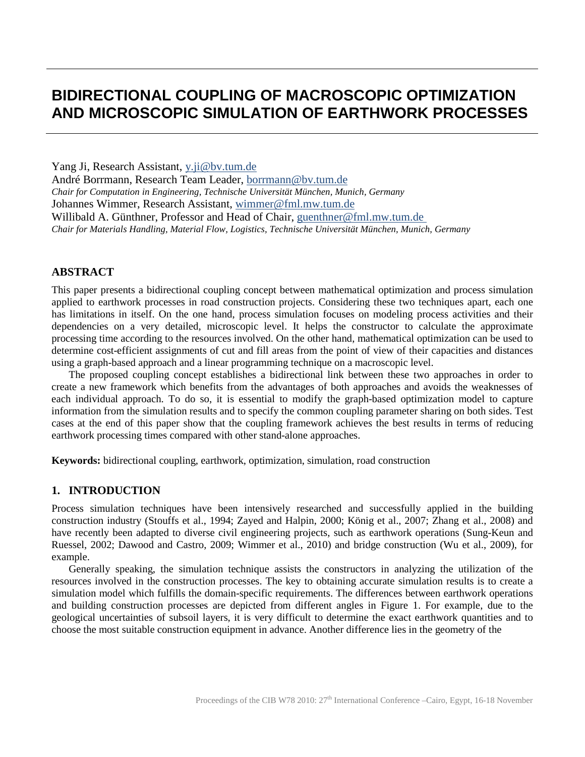# BIDIRECTIONAL COUPLING OF MACROSCOPIC OPTIMIZATION AND MICROSCOPIC SIMULATION OF EARTHWORK PROCESSES

Yang Ji, Research Assistant, y.ji@bv.tum.de
André Borrmann, Research Team Leader, borrmann@bv.tum.de
*Chair for Computation in Engineering, Technische Universität München, Munich, Germany*
Johannes Wimmer, Research Assistant, wimmer@fml.mw.tum.de
Willibald A. Günthner, Professor and Head of Chair, guenthner@fml.mw.tum.de
*Chair for Materials Handling, Material Flow, Logistics, Technische Universität München, Munich, Germany*

## ABSTRACT

This paper presents a bidirectional coupling concept between mathematical optimization and process simulation applied to earthwork processes in road construction projects. Considering these two techniques apart, each one has limitations in itself. On the one hand, process simulation focuses on modeling process activities and their dependencies on a very detailed, microscopic level. It helps the constructor to calculate the approximate processing time according to the resources involved. On the other hand, mathematical optimization can be used to determine cost-efficient assignments of cut and fill areas from the point of view of their capacities and distances using a graph-based approach and a linear programming technique on a macroscopic level.

The proposed coupling concept establishes a bidirectional link between these two approaches in order to create a new framework which benefits from the advantages of both approaches and avoids the weaknesses of each individual approach. To do so, it is essential to modify the graph-based optimization model to capture information from the simulation results and to specify the common coupling parameter sharing on both sides. Test cases at the end of this paper show that the coupling framework achieves the best results in terms of reducing earthwork processing times compared with other stand-alone approaches.

**Keywords:** bidirectional coupling, earthwork, optimization, simulation, road construction

## 1. INTRODUCTION

Process simulation techniques have been intensively researched and successfully applied in the building construction industry (Stouffs et al., 1994; Zayed and Halpin, 2000; König et al., 2007; Zhang et al., 2008) and have recently been adapted to diverse civil engineering projects, such as earthwork operations (Sung-Keun and Ruessel, 2002; Dawood and Castro, 2009; Wimmer et al., 2010) and bridge construction (Wu et al., 2009), for example.

Generally speaking, the simulation technique assists the constructors in analyzing the utilization of the resources involved in the construction processes. The key to obtaining accurate simulation results is to create a simulation model which fulfills the domain-specific requirements. The differences between earthwork operations and building construction processes are depicted from different angles in Figure 1. For example, due to the geological uncertainties of subsoil layers, it is very difficult to determine the exact earthwork quantities and to choose the most suitable construction equipment in advance. Another difference lies in the geometry of the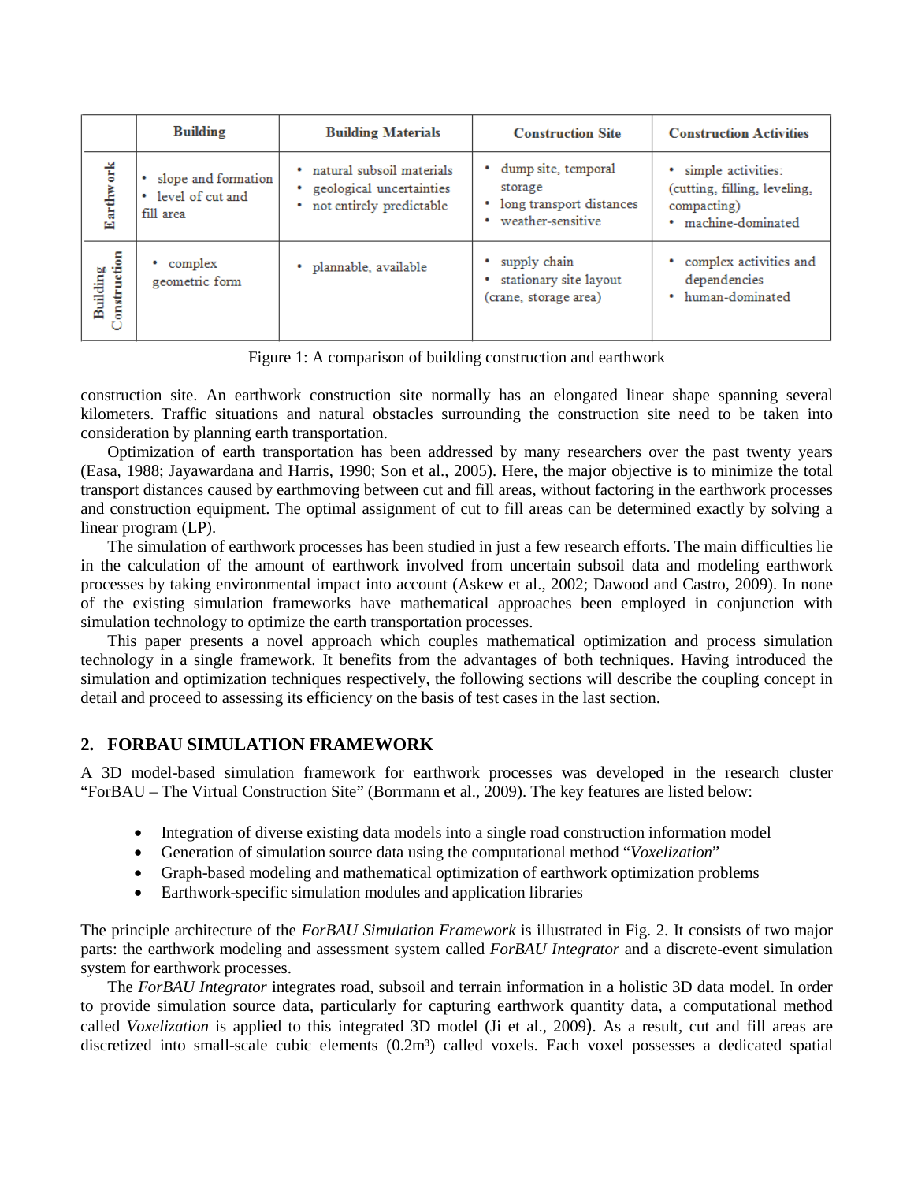| | Building | Building Materials | Construction Site | Construction Activities |
|---|---|---|---|---|
| Earthwork | • slope and formation<br>• level of cut and fill area | • natural subsoil materials<br>• geological uncertainties<br>• not entirely predictable | • dump site, temporal storage<br>• long transport distances<br>• weather-sensitive | • simple activities: (cutting, filling, leveling, compacting)<br>• machine-dominated |
| Building Construction | • complex geometric form | • plannable, available | • supply chain<br>• stationary site layout (crane, storage area) | • complex activities and dependencies<br>• human-dominated |

Figure 1: A comparison of building construction and earthwork

construction site. An earthwork construction site normally has an elongated linear shape spanning several kilometers. Traffic situations and natural obstacles surrounding the construction site need to be taken into consideration by planning earth transportation.

Optimization of earth transportation has been addressed by many researchers over the past twenty years (Easa, 1988; Jayawardana and Harris, 1990; Son et al., 2005). Here, the major objective is to minimize the total transport distances caused by earthmoving between cut and fill areas, without factoring in the earthwork processes and construction equipment. The optimal assignment of cut to fill areas can be determined exactly by solving a linear program (LP).

The simulation of earthwork processes has been studied in just a few research efforts. The main difficulties lie in the calculation of the amount of earthwork involved from uncertain subsoil data and modeling earthwork processes by taking environmental impact into account (Askew et al., 2002; Dawood and Castro, 2009). In none of the existing simulation frameworks have mathematical approaches been employed in conjunction with simulation technology to optimize the earth transportation processes.

This paper presents a novel approach which couples mathematical optimization and process simulation technology in a single framework. It benefits from the advantages of both techniques. Having introduced the simulation and optimization techniques respectively, the following sections will describe the coupling concept in detail and proceed to assessing its efficiency on the basis of test cases in the last section.

## 2. FORBAU SIMULATION FRAMEWORK

A 3D model-based simulation framework for earthwork processes was developed in the research cluster "ForBAU – The Virtual Construction Site" (Borrmann et al., 2009). The key features are listed below:

- Integration of diverse existing data models into a single road construction information model
- Generation of simulation source data using the computational method "*Voxelization*"
- Graph-based modeling and mathematical optimization of earthwork optimization problems
- Earthwork-specific simulation modules and application libraries

The principle architecture of the *ForBAU Simulation Framework* is illustrated in Fig. 2. It consists of two major parts: the earthwork modeling and assessment system called *ForBAU Integrator* and a discrete-event simulation system for earthwork processes.

The *ForBAU Integrator* integrates road, subsoil and terrain information in a holistic 3D data model. In order to provide simulation source data, particularly for capturing earthwork quantity data, a computational method called *Voxelization* is applied to this integrated 3D model (Ji et al., 2009). As a result, cut and fill areas are discretized into small-scale cubic elements (0.2m³) called voxels. Each voxel possesses a dedicated spatial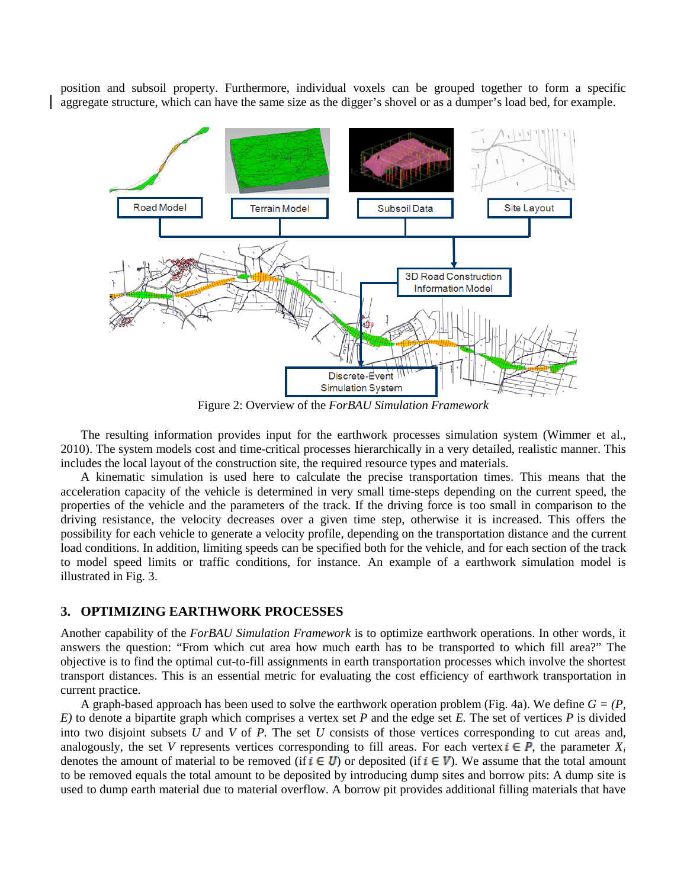position and subsoil property. Furthermore, individual voxels can be grouped together to form a specific aggregate structure, which can have the same size as the digger's shovel or as a dumper's load bed, for example.

Figure 2: Overview of the *ForBAU Simulation Framework*

The resulting information provides input for the earthwork processes simulation system (Wimmer et al., 2010). The system models cost and time-critical processes hierarchically in a very detailed, realistic manner. This includes the local layout of the construction site, the required resource types and materials.

A kinematic simulation is used here to calculate the precise transportation times. This means that the acceleration capacity of the vehicle is determined in very small time-steps depending on the current speed, the properties of the vehicle and the parameters of the track. If the driving force is too small in comparison to the driving resistance, the velocity decreases over a given time step, otherwise it is increased. This offers the possibility for each vehicle to generate a velocity profile, depending on the transportation distance and the current load conditions. In addition, limiting speeds can be specified both for the vehicle, and for each section of the track to model speed limits or traffic conditions, for instance. An example of a earthwork simulation model is illustrated in Fig. 3.

## 3. OPTIMIZING EARTHWORK PROCESSES

Another capability of the *ForBAU Simulation Framework* is to optimize earthwork operations. In other words, it answers the question: "From which cut area how much earth has to be transported to which fill area?" The objective is to find the optimal cut-to-fill assignments in earth transportation processes which involve the shortest transport distances. This is an essential metric for evaluating the cost efficiency of earthwork transportation in current practice.

A graph-based approach has been used to solve the earthwork operation problem (Fig. 4a). We define $G = (P, E)$ to denote a bipartite graph which comprises a vertex set $P$ and the edge set $E$. The set of vertices $P$ is divided into two disjoint subsets $U$ and $V$ of $P$. The set $U$ consists of those vertices corresponding to cut areas and, analogously, the set $V$ represents vertices corresponding to fill areas. For each vertex $i \in P$, the parameter $X_i$ denotes the amount of material to be removed (if $i \in U$) or deposited (if $i \in V$). We assume that the total amount to be removed equals the total amount to be deposited by introducing dump sites and borrow pits: A dump site is used to dump earth material due to material overflow. A borrow pit provides additional filling materials that have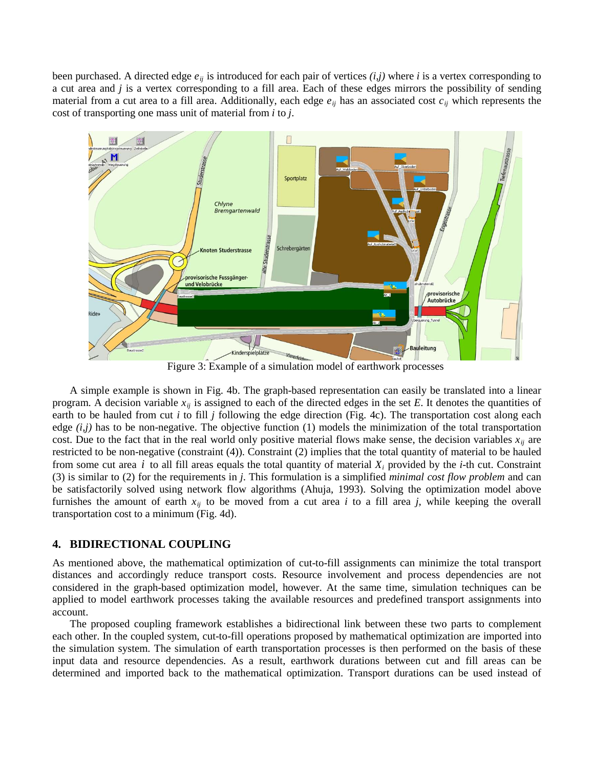been purchased. A directed edge $e_{ij}$ is introduced for each pair of vertices *(i,j)* where *i* is a vertex corresponding to a cut area and *j* is a vertex corresponding to a fill area. Each of these edges mirrors the possibility of sending material from a cut area to a fill area. Additionally, each edge $e_{ij}$ has an associated cost $c_{ij}$ which represents the cost of transporting one mass unit of material from *i* to *j*.

Figure 3: Example of a simulation model of earthwork processes

A simple example is shown in Fig. 4b. The graph-based representation can easily be translated into a linear program. A decision variable $x_{ij}$ is assigned to each of the directed edges in the set *E*. It denotes the quantities of earth to be hauled from cut *i* to fill *j* following the edge direction (Fig. 4c). The transportation cost along each edge *(i,j)* has to be non-negative. The objective function (1) models the minimization of the total transportation cost. Due to the fact that in the real world only positive material flows make sense, the decision variables $x_{ij}$ are restricted to be non-negative (constraint (4)). Constraint (2) implies that the total quantity of material to be hauled from some cut area *i* to all fill areas equals the total quantity of material $X_i$ provided by the *i*-th cut. Constraint (3) is similar to (2) for the requirements in *j*. This formulation is a simplified *minimal cost flow problem* and can be satisfactorily solved using network flow algorithms (Ahuja, 1993). Solving the optimization model above furnishes the amount of earth $x_{ij}$ to be moved from a cut area *i* to a fill area *j*, while keeping the overall transportation cost to a minimum (Fig. 4d).

## 4. BIDIRECTIONAL COUPLING

As mentioned above, the mathematical optimization of cut-to-fill assignments can minimize the total transport distances and accordingly reduce transport costs. Resource involvement and process dependencies are not considered in the graph-based optimization model, however. At the same time, simulation techniques can be applied to model earthwork processes taking the available resources and predefined transport assignments into account.

The proposed coupling framework establishes a bidirectional link between these two parts to complement each other. In the coupled system, cut-to-fill operations proposed by mathematical optimization are imported into the simulation system. The simulation of earth transportation processes is then performed on the basis of these input data and resource dependencies. As a result, earthwork durations between cut and fill areas can be determined and imported back to the mathematical optimization. Transport durations can be used instead of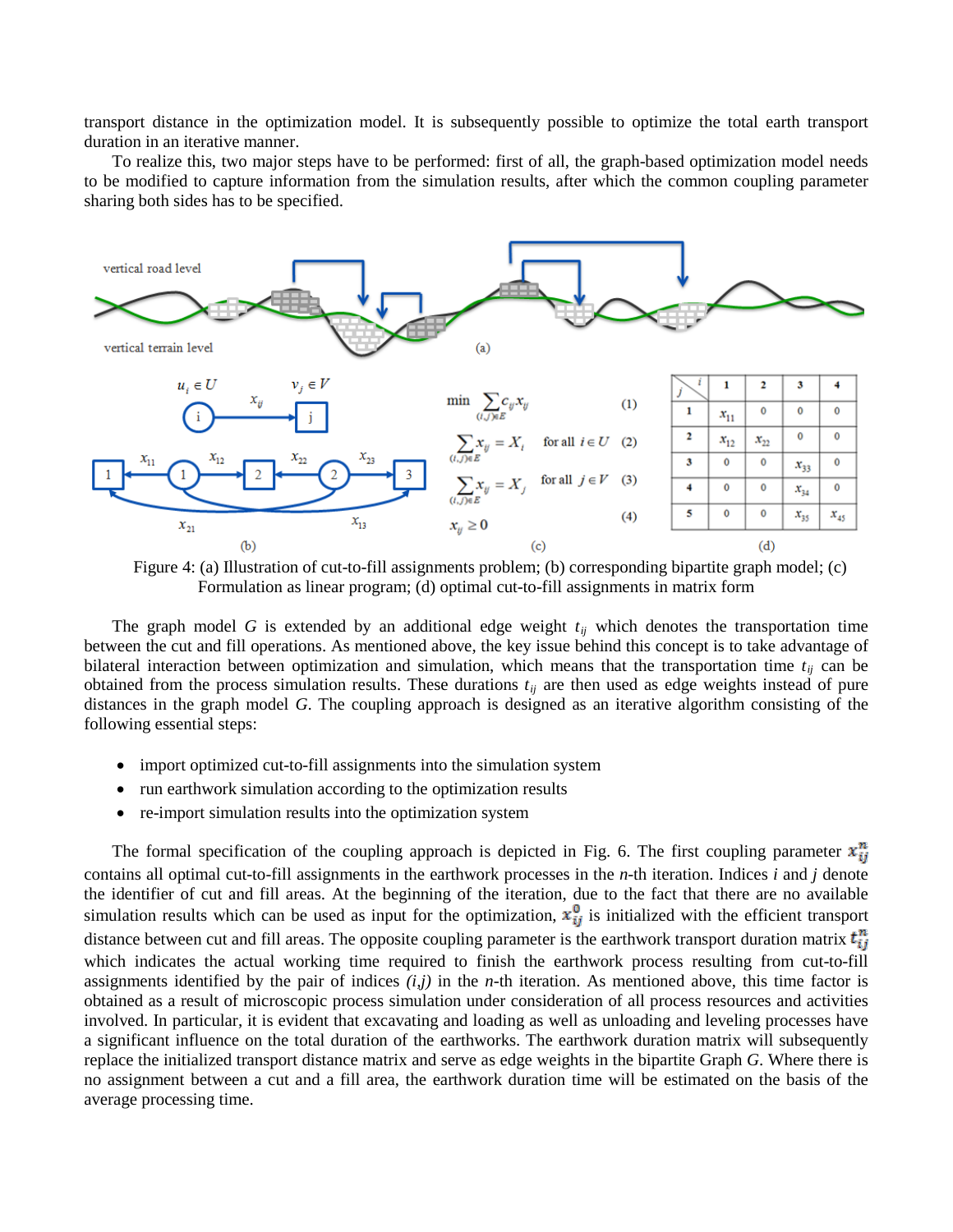transport distance in the optimization model. It is subsequently possible to optimize the total earth transport duration in an iterative manner.

To realize this, two major steps have to be performed: first of all, the graph-based optimization model needs to be modified to capture information from the simulation results, after which the common coupling parameter sharing both sides has to be specified.

$$\min \sum_{(i,j)\in E} c_{ij} x_{ij} \quad (1)$$

$$\sum_{(i,j)\in E} x_{ij} = X_i \quad \text{for all } i \in U \quad (2)$$

$$\sum_{(i,j)\in E} x_{ij} = X_j \quad \text{for all } j \in V \quad (3)$$

$$x_{ij} \geq 0 \quad (4)$$

| j \ i | 1 | 2 | 3 | 4 |
|---|---|---|---|---|
| 1 | $x_{11}$ | 0 | 0 | 0 |
| 2 | $x_{12}$ | $x_{22}$ | 0 | 0 |
| 3 | 0 | 0 | $x_{33}$ | 0 |
| 4 | 0 | 0 | $x_{34}$ | 0 |
| 5 | 0 | 0 | $x_{35}$ | $x_{45}$ |

Figure 4: (a) Illustration of cut-to-fill assignments problem; (b) corresponding bipartite graph model; (c) Formulation as linear program; (d) optimal cut-to-fill assignments in matrix form

The graph model *G* is extended by an additional edge weight $t_{ij}$ which denotes the transportation time between the cut and fill operations. As mentioned above, the key issue behind this concept is to take advantage of bilateral interaction between optimization and simulation, which means that the transportation time $t_{ij}$ can be obtained from the process simulation results. These durations $t_{ij}$ are then used as edge weights instead of pure distances in the graph model *G*. The coupling approach is designed as an iterative algorithm consisting of the following essential steps:

- import optimized cut-to-fill assignments into the simulation system
- run earthwork simulation according to the optimization results
- re-import simulation results into the optimization system

The formal specification of the coupling approach is depicted in Fig. 6. The first coupling parameter $x_{ij}^n$ contains all optimal cut-to-fill assignments in the earthwork processes in the *n*-th iteration. Indices *i* and *j* denote the identifier of cut and fill areas. At the beginning of the iteration, due to the fact that there are no available simulation results which can be used as input for the optimization, $x_{ij}^0$ is initialized with the efficient transport distance between cut and fill areas. The opposite coupling parameter is the earthwork transport duration matrix $t_{ij}^n$ which indicates the actual working time required to finish the earthwork process resulting from cut-to-fill assignments identified by the pair of indices *(i,j)* in the *n*-th iteration. As mentioned above, this time factor is obtained as a result of microscopic process simulation under consideration of all process resources and activities involved. In particular, it is evident that excavating and loading as well as unloading and leveling processes have a significant influence on the total duration of the earthworks. The earthwork duration matrix will subsequently replace the initialized transport distance matrix and serve as edge weights in the bipartite Graph *G*. Where there is no assignment between a cut and a fill area, the earthwork duration time will be estimated on the basis of the average processing time.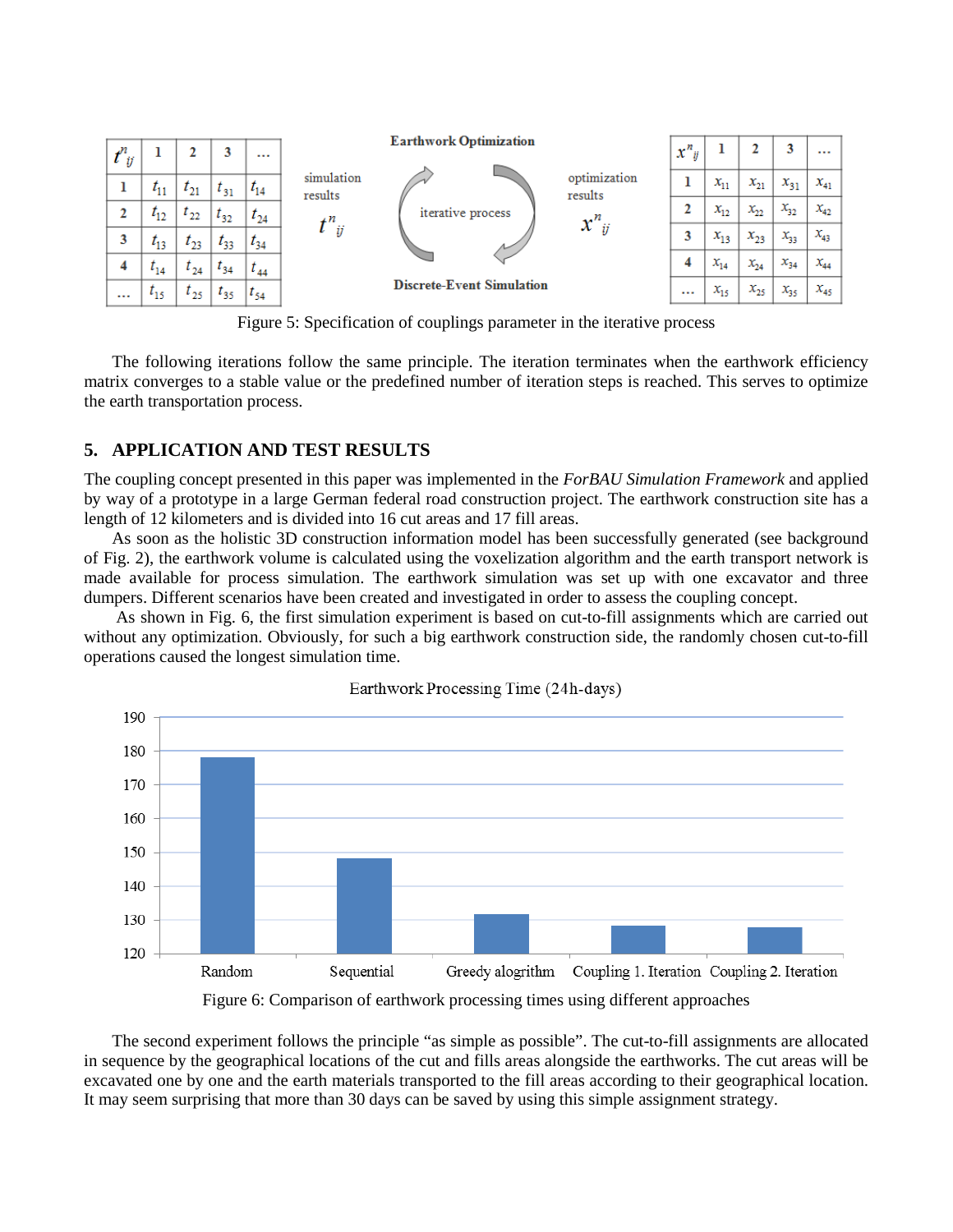| $t^n_{ij}$ | 1 | 2 | 3 | … |
|---|---|---|---|---|
| 1 | $t_{11}$ | $t_{21}$ | $t_{31}$ | $t_{14}$ |
| 2 | $t_{12}$ | $t_{22}$ | $t_{32}$ | $t_{24}$ |
| 3 | $t_{13}$ | $t_{23}$ | $t_{33}$ | $t_{34}$ |
| 4 | $t_{14}$ | $t_{24}$ | $t_{34}$ | $t_{44}$ |
| … | $t_{15}$ | $t_{25}$ | $t_{35}$ | $t_{54}$ |

Earthwork Optimization

simulation results $t^n_{ij}$

iterative process

optimization results $x^n_{ij}$

Discrete-Event Simulation

| $x^n_{ij}$ | 1 | 2 | 3 | … |
|---|---|---|---|---|
| 1 | $x_{11}$ | $x_{21}$ | $x_{31}$ | $x_{41}$ |
| 2 | $x_{12}$ | $x_{22}$ | $x_{32}$ | $x_{42}$ |
| 3 | $x_{13}$ | $x_{23}$ | $x_{33}$ | $x_{43}$ |
| 4 | $x_{14}$ | $x_{24}$ | $x_{34}$ | $x_{44}$ |
| … | $x_{15}$ | $x_{25}$ | $x_{35}$ | $x_{45}$ |

Figure 5: Specification of couplings parameter in the iterative process

The following iterations follow the same principle. The iteration terminates when the earthwork efficiency matrix converges to a stable value or the predefined number of iteration steps is reached. This serves to optimize the earth transportation process.

## 5. APPLICATION AND TEST RESULTS

The coupling concept presented in this paper was implemented in the *ForBAU Simulation Framework* and applied by way of a prototype in a large German federal road construction project. The earthwork construction site has a length of 12 kilometers and is divided into 16 cut areas and 17 fill areas.

As soon as the holistic 3D construction information model has been successfully generated (see background of Fig. 2), the earthwork volume is calculated using the voxelization algorithm and the earth transport network is made available for process simulation. The earthwork simulation was set up with one excavator and three dumpers. Different scenarios have been created and investigated in order to assess the coupling concept.

As shown in Fig. 6, the first simulation experiment is based on cut-to-fill assignments which are carried out without any optimization. Obviously, for such a big earthwork construction side, the randomly chosen cut-to-fill operations caused the longest simulation time.

Earthwork Processing Time (24h-days)

| Approach | Processing time (24h-days, approx.) |
|---|---|
| Random | 178 |
| Sequential | 148 |
| Greedy alogrithm | 132 |
| Coupling 1. Iteration | 128 |
| Coupling 2. Iteration | 128 |

Figure 6: Comparison of earthwork processing times using different approaches

The second experiment follows the principle “as simple as possible”. The cut-to-fill assignments are allocated in sequence by the geographical locations of the cut and fills areas alongside the earthworks. The cut areas will be excavated one by one and the earth materials transported to the fill areas according to their geographical location. It may seem surprising that more than 30 days can be saved by using this simple assignment strategy.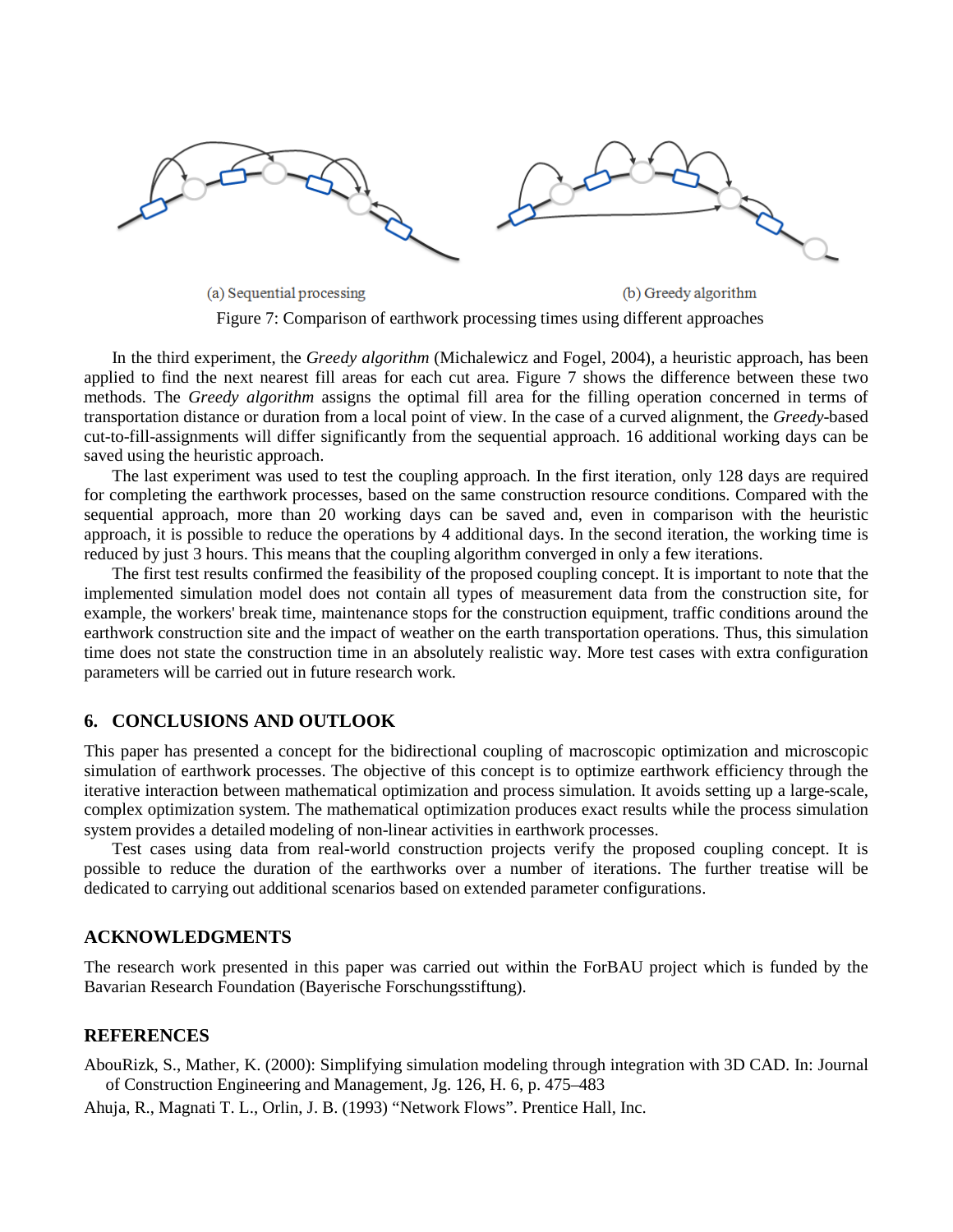(a) Sequential processing (b) Greedy algorithm

Figure 7: Comparison of earthwork processing times using different approaches

In the third experiment, the *Greedy algorithm* (Michalewicz and Fogel, 2004), a heuristic approach, has been applied to find the next nearest fill areas for each cut area. Figure 7 shows the difference between these two methods. The *Greedy algorithm* assigns the optimal fill area for the filling operation concerned in terms of transportation distance or duration from a local point of view. In the case of a curved alignment, the *Greedy*-based cut-to-fill-assignments will differ significantly from the sequential approach. 16 additional working days can be saved using the heuristic approach.

The last experiment was used to test the coupling approach. In the first iteration, only 128 days are required for completing the earthwork processes, based on the same construction resource conditions. Compared with the sequential approach, more than 20 working days can be saved and, even in comparison with the heuristic approach, it is possible to reduce the operations by 4 additional days. In the second iteration, the working time is reduced by just 3 hours. This means that the coupling algorithm converged in only a few iterations.

The first test results confirmed the feasibility of the proposed coupling concept. It is important to note that the implemented simulation model does not contain all types of measurement data from the construction site, for example, the workers' break time, maintenance stops for the construction equipment, traffic conditions around the earthwork construction site and the impact of weather on the earth transportation operations. Thus, this simulation time does not state the construction time in an absolutely realistic way. More test cases with extra configuration parameters will be carried out in future research work.

## 6. CONCLUSIONS AND OUTLOOK

This paper has presented a concept for the bidirectional coupling of macroscopic optimization and microscopic simulation of earthwork processes. The objective of this concept is to optimize earthwork efficiency through the iterative interaction between mathematical optimization and process simulation. It avoids setting up a large-scale, complex optimization system. The mathematical optimization produces exact results while the process simulation system provides a detailed modeling of non-linear activities in earthwork processes.

Test cases using data from real-world construction projects verify the proposed coupling concept. It is possible to reduce the duration of the earthworks over a number of iterations. The further treatise will be dedicated to carrying out additional scenarios based on extended parameter configurations.

## ACKNOWLEDGMENTS

The research work presented in this paper was carried out within the ForBAU project which is funded by the Bavarian Research Foundation (Bayerische Forschungsstiftung).

## REFERENCES

AbouRizk, S., Mather, K. (2000): Simplifying simulation modeling through integration with 3D CAD. In: Journal of Construction Engineering and Management, Jg. 126, H. 6, p. 475–483

Ahuja, R., Magnati T. L., Orlin, J. B. (1993) "Network Flows". Prentice Hall, Inc.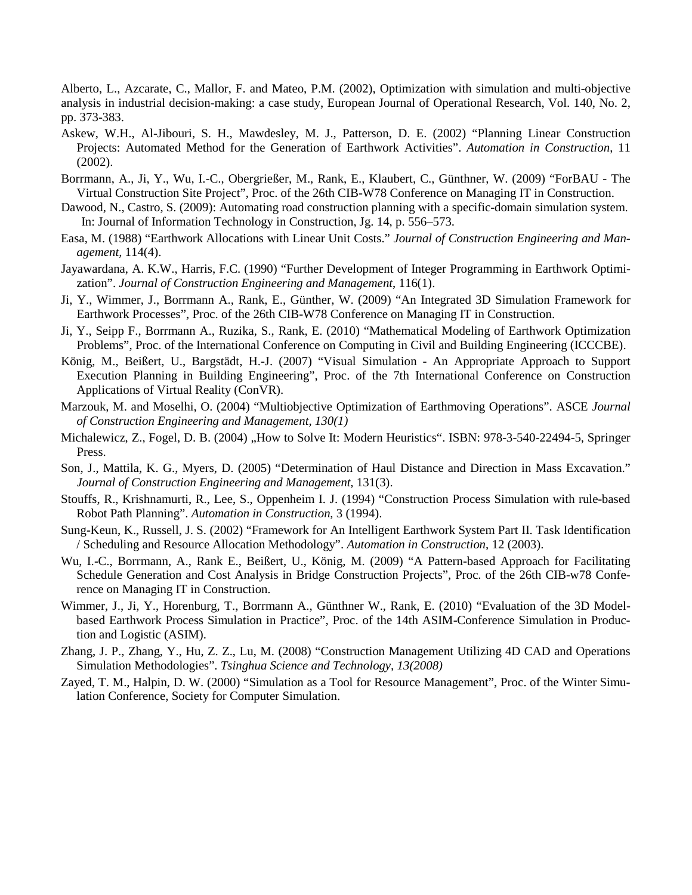Alberto, L., Azcarate, C., Mallor, F. and Mateo, P.M. (2002), Optimization with simulation and multi-objective analysis in industrial decision-making: a case study, European Journal of Operational Research, Vol. 140, No. 2, pp. 373-383.

Askew, W.H., Al-Jibouri, S. H., Mawdesley, M. J., Patterson, D. E. (2002) “Planning Linear Construction Projects: Automated Method for the Generation of Earthwork Activities”. *Automation in Construction*, 11 (2002).

Borrmann, A., Ji, Y., Wu, I.-C., Obergrießer, M., Rank, E., Klaubert, C., Günthner, W. (2009) “ForBAU - The Virtual Construction Site Project”, Proc. of the 26th CIB-W78 Conference on Managing IT in Construction.

Dawood, N., Castro, S. (2009): Automating road construction planning with a specific-domain simulation system. In: Journal of Information Technology in Construction, Jg. 14, p. 556–573.

Easa, M. (1988) “Earthwork Allocations with Linear Unit Costs.” *Journal of Construction Engineering and Management*, 114(4).

Jayawardana, A. K.W., Harris, F.C. (1990) “Further Development of Integer Programming in Earthwork Optimization”. *Journal of Construction Engineering and Management*, 116(1).

Ji, Y., Wimmer, J., Borrmann A., Rank, E., Günther, W. (2009) “An Integrated 3D Simulation Framework for Earthwork Processes”, Proc. of the 26th CIB-W78 Conference on Managing IT in Construction.

Ji, Y., Seipp F., Borrmann A., Ruzika, S., Rank, E. (2010) “Mathematical Modeling of Earthwork Optimization Problems”, Proc. of the International Conference on Computing in Civil and Building Engineering (ICCCBE).

König, M., Beißert, U., Bargstädt, H.-J. (2007) “Visual Simulation - An Appropriate Approach to Support Execution Planning in Building Engineering”, Proc. of the 7th International Conference on Construction Applications of Virtual Reality (ConVR).

Marzouk, M. and Moselhi, O. (2004) “Multiobjective Optimization of Earthmoving Operations”. ASCE *Journal of Construction Engineering and Management, 130(1)*

Michalewicz, Z., Fogel, D. B. (2004) „How to Solve It: Modern Heuristics“. ISBN: 978-3-540-22494-5, Springer Press.

Son, J., Mattila, K. G., Myers, D. (2005) “Determination of Haul Distance and Direction in Mass Excavation.” *Journal of Construction Engineering and Management*, 131(3).

Stouffs, R., Krishnamurti, R., Lee, S., Oppenheim I. J. (1994) “Construction Process Simulation with rule-based Robot Path Planning”. *Automation in Construction*, 3 (1994).

Sung-Keun, K., Russell, J. S. (2002) “Framework for An Intelligent Earthwork System Part II. Task Identification / Scheduling and Resource Allocation Methodology”. *Automation in Construction*, 12 (2003).

Wu, I.-C., Borrmann, A., Rank E., Beißert, U., König, M. (2009) “A Pattern-based Approach for Facilitating Schedule Generation and Cost Analysis in Bridge Construction Projects”, Proc. of the 26th CIB-w78 Conference on Managing IT in Construction.

Wimmer, J., Ji, Y., Horenburg, T., Borrmann A., Günthner W., Rank, E. (2010) “Evaluation of the 3D Model-based Earthwork Process Simulation in Practice”, Proc. of the 14th ASIM-Conference Simulation in Production and Logistic (ASIM).

Zhang, J. P., Zhang, Y., Hu, Z. Z., Lu, M. (2008) “Construction Management Utilizing 4D CAD and Operations Simulation Methodologies”. *Tsinghua Science and Technology, 13(2008)*

Zayed, T. M., Halpin, D. W. (2000) “Simulation as a Tool for Resource Management”, Proc. of the Winter Simulation Conference, Society for Computer Simulation.